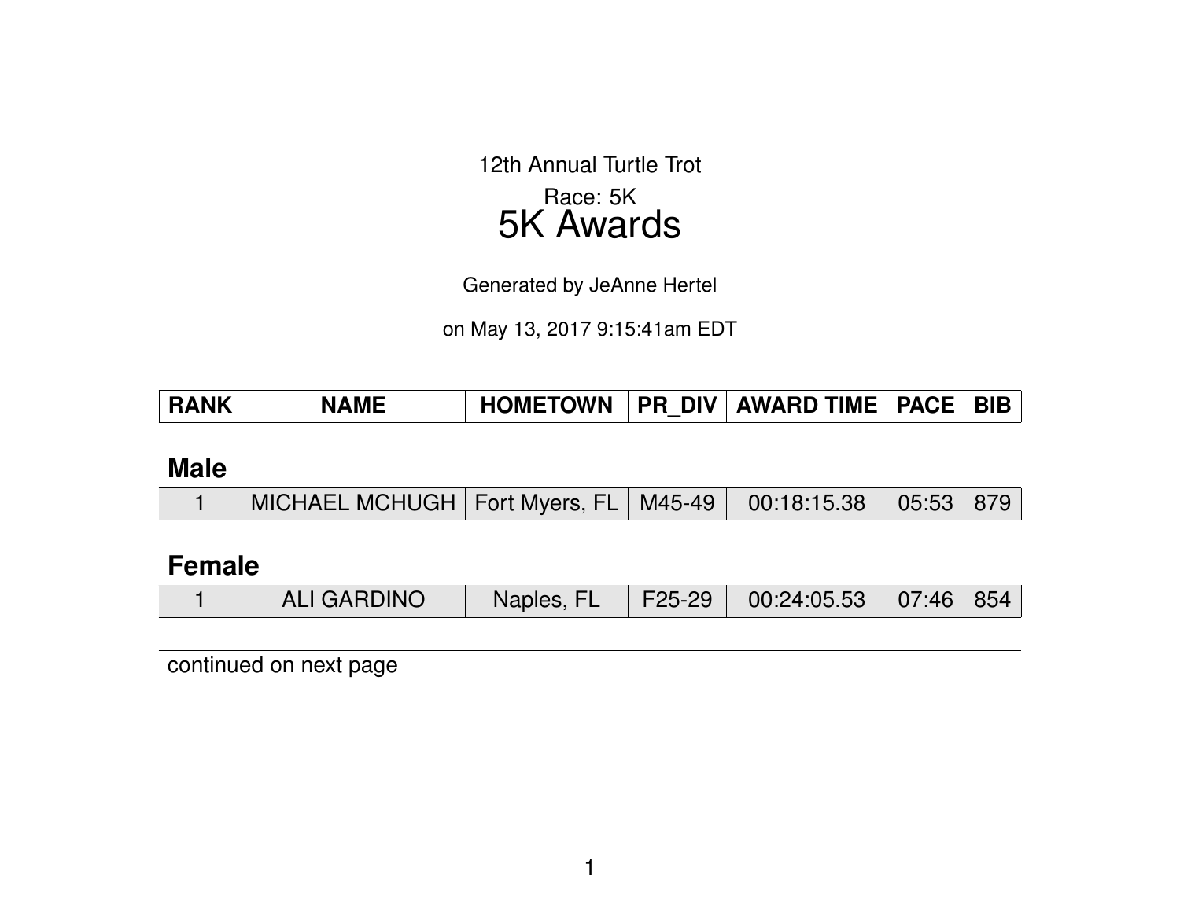12th Annual Turtle Trot

Race: 5K

# 5K Awards

Generated by JeAnne Hertel

on May 13, 2017 9:15:41am EDT

| RANK | NAME | HOMETOWN | PR_DIV | AWARD TIME | PACE | BIB |
|---|---|---|---|---|---|---|
| **Male** | | | | | | |
| 1 | MICHAEL MCHUGH | Fort Myers, FL | M45-49 | 00:18:15.38 | 05:53 | 879 |
| **Female** | | | | | | |
| 1 | ALI GARDINO | Naples, FL | F25-29 | 00:24:05.53 | 07:46 | 854 |

continued on next page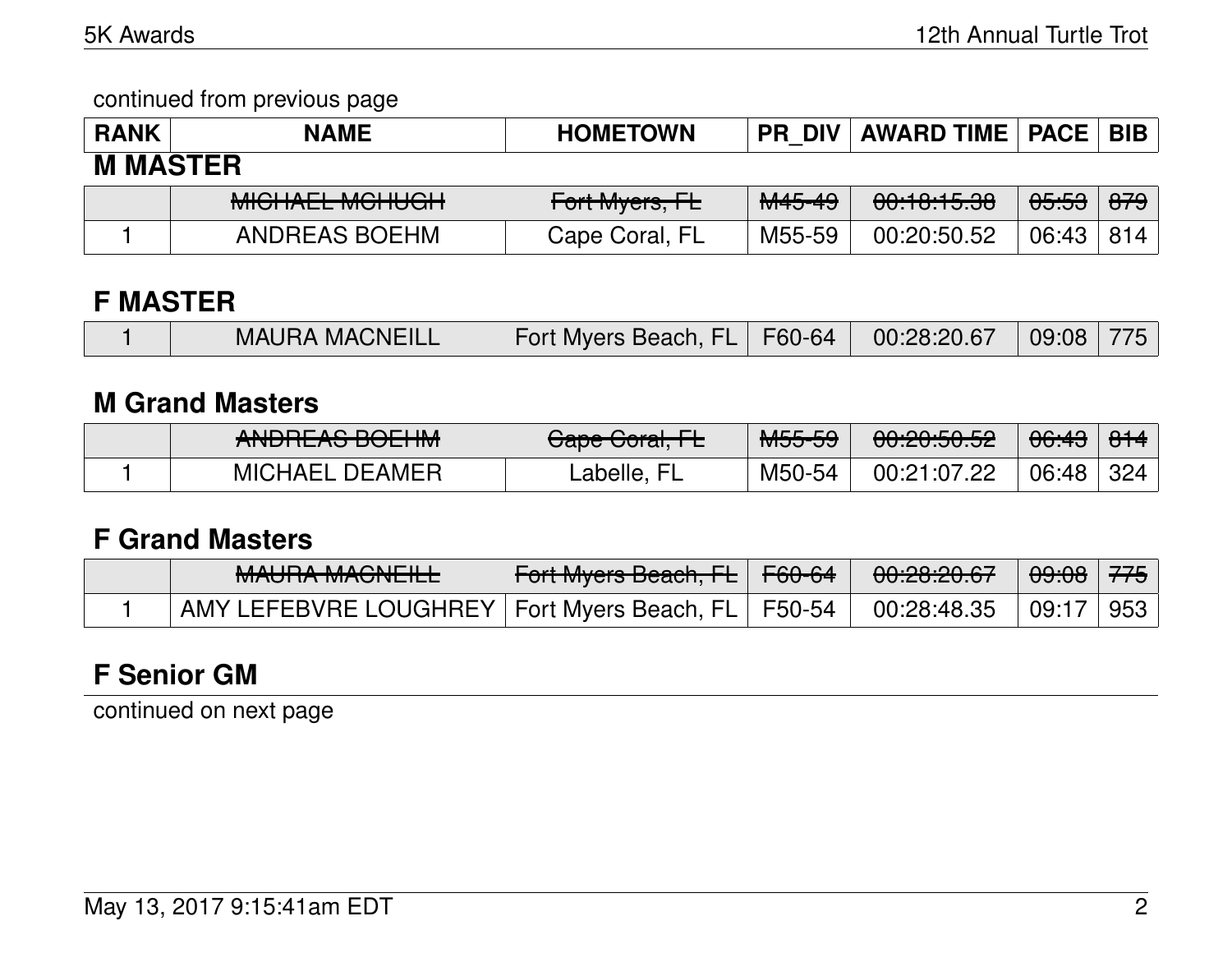continued from previous page

## M MASTER

| RANK | NAME | HOMETOWN | PR_DIV | AWARD TIME | PACE | BIB |
|---|---|---|---|---|---|---|
| | ~~MICHAEL MCHUGH~~ | ~~Fort Myers, FL~~ | ~~M45-49~~ | ~~00:18:15.38~~ | ~~05:53~~ | ~~879~~ |
| 1 | ANDREAS BOEHM | Cape Coral, FL | M55-59 | 00:20:50.52 | 06:43 | 814 |

## F MASTER

| RANK | NAME | HOMETOWN | PR_DIV | AWARD TIME | PACE | BIB |
|---|---|---|---|---|---|---|
| 1 | MAURA MACNEILL | Fort Myers Beach, FL | F60-64 | 00:28:20.67 | 09:08 | 775 |

## M Grand Masters

| RANK | NAME | HOMETOWN | PR_DIV | AWARD TIME | PACE | BIB |
|---|---|---|---|---|---|---|
| | ~~ANDREAS BOEHM~~ | ~~Cape Coral, FL~~ | ~~M55-59~~ | ~~00:20:50.52~~ | ~~06:43~~ | ~~814~~ |
| 1 | MICHAEL DEAMER | Labelle, FL | M50-54 | 00:21:07.22 | 06:48 | 324 |

## F Grand Masters

| RANK | NAME | HOMETOWN | PR_DIV | AWARD TIME | PACE | BIB |
|---|---|---|---|---|---|---|
| | ~~MAURA MACNEILL~~ | ~~Fort Myers Beach, FL~~ | ~~F60-64~~ | ~~00:28:20.67~~ | ~~09:08~~ | ~~775~~ |
| 1 | AMY LEFEBVRE LOUGHREY | Fort Myers Beach, FL | F50-54 | 00:28:48.35 | 09:17 | 953 |

## F Senior GM

continued on next page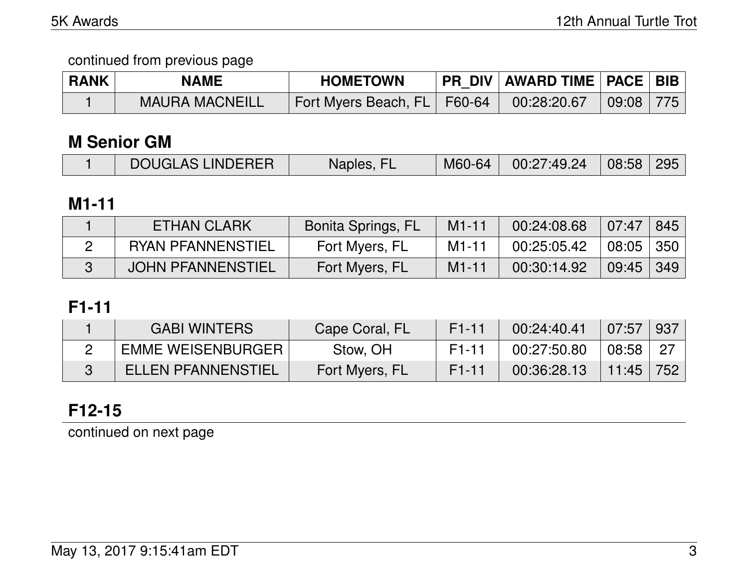continued from previous page

| RANK | NAME | HOMETOWN | PR_DIV | AWARD TIME | PACE | BIB |
|---|---|---|---|---|---|---|
| 1 | MAURA MACNEILL | Fort Myers Beach, FL | F60-64 | 00:28:20.67 | 09:08 | 775 |

## M Senior GM

| RANK | NAME | HOMETOWN | PR_DIV | AWARD TIME | PACE | BIB |
|---|---|---|---|---|---|---|
| 1 | DOUGLAS LINDERER | Naples, FL | M60-64 | 00:27:49.24 | 08:58 | 295 |

## M1-11

| RANK | NAME | HOMETOWN | PR_DIV | AWARD TIME | PACE | BIB |
|---|---|---|---|---|---|---|
| 1 | ETHAN CLARK | Bonita Springs, FL | M1-11 | 00:24:08.68 | 07:47 | 845 |
| 2 | RYAN PFANNENSTIEL | Fort Myers, FL | M1-11 | 00:25:05.42 | 08:05 | 350 |
| 3 | JOHN PFANNENSTIEL | Fort Myers, FL | M1-11 | 00:30:14.92 | 09:45 | 349 |

## F1-11

| RANK | NAME | HOMETOWN | PR_DIV | AWARD TIME | PACE | BIB |
|---|---|---|---|---|---|---|
| 1 | GABI WINTERS | Cape Coral, FL | F1-11 | 00:24:40.41 | 07:57 | 937 |
| 2 | EMME WEISENBURGER | Stow, OH | F1-11 | 00:27:50.80 | 08:58 | 27 |
| 3 | ELLEN PFANNENSTIEL | Fort Myers, FL | F1-11 | 00:36:28.13 | 11:45 | 752 |

## F12-15

continued on next page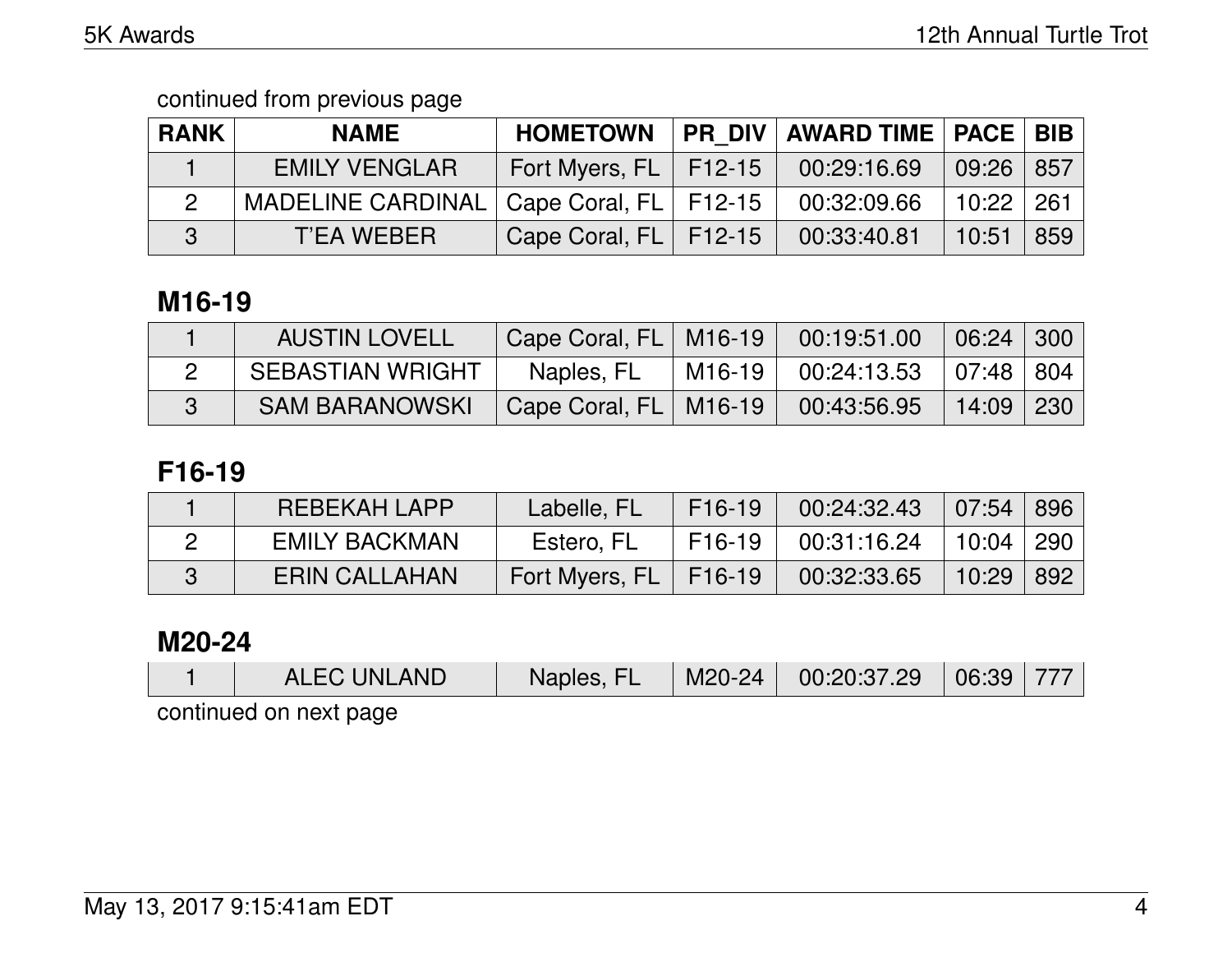continued from previous page

| RANK | NAME | HOMETOWN | PR_DIV | AWARD TIME | PACE | BIB |
|---|---|---|---|---|---|---|
| 1 | EMILY VENGLAR | Fort Myers, FL | F12-15 | 00:29:16.69 | 09:26 | 857 |
| 2 | MADELINE CARDINAL | Cape Coral, FL | F12-15 | 00:32:09.66 | 10:22 | 261 |
| 3 | T'EA WEBER | Cape Coral, FL | F12-15 | 00:33:40.81 | 10:51 | 859 |

## M16-19

| RANK | NAME | HOMETOWN | PR_DIV | AWARD TIME | PACE | BIB |
|---|---|---|---|---|---|---|
| 1 | AUSTIN LOVELL | Cape Coral, FL | M16-19 | 00:19:51.00 | 06:24 | 300 |
| 2 | SEBASTIAN WRIGHT | Naples, FL | M16-19 | 00:24:13.53 | 07:48 | 804 |
| 3 | SAM BARANOWSKI | Cape Coral, FL | M16-19 | 00:43:56.95 | 14:09 | 230 |

## F16-19

| RANK | NAME | HOMETOWN | PR_DIV | AWARD TIME | PACE | BIB |
|---|---|---|---|---|---|---|
| 1 | REBEKAH LAPP | Labelle, FL | F16-19 | 00:24:32.43 | 07:54 | 896 |
| 2 | EMILY BACKMAN | Estero, FL | F16-19 | 00:31:16.24 | 10:04 | 290 |
| 3 | ERIN CALLAHAN | Fort Myers, FL | F16-19 | 00:32:33.65 | 10:29 | 892 |

## M20-24

| RANK | NAME | HOMETOWN | PR_DIV | AWARD TIME | PACE | BIB |
|---|---|---|---|---|---|---|
| 1 | ALEC UNLAND | Naples, FL | M20-24 | 00:20:37.29 | 06:39 | 777 |

continued on next page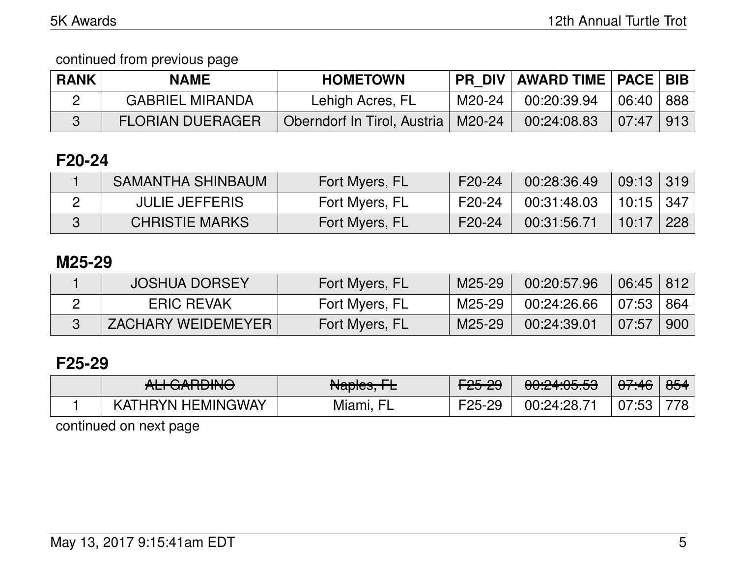continued from previous page

| RANK | NAME | HOMETOWN | PR_DIV | AWARD TIME | PACE | BIB |
| --- | --- | --- | --- | --- | --- | --- |
| 2 | GABRIEL MIRANDA | Lehigh Acres, FL | M20-24 | 00:20:39.94 | 06:40 | 888 |
| 3 | FLORIAN DUERAGER | Oberndorf In Tirol, Austria | M20-24 | 00:24:08.83 | 07:47 | 913 |

## F20-24

| RANK | NAME | HOMETOWN | PR_DIV | AWARD TIME | PACE | BIB |
| --- | --- | --- | --- | --- | --- | --- |
| 1 | SAMANTHA SHINBAUM | Fort Myers, FL | F20-24 | 00:28:36.49 | 09:13 | 319 |
| 2 | JULIE JEFFERIS | Fort Myers, FL | F20-24 | 00:31:48.03 | 10:15 | 347 |
| 3 | CHRISTIE MARKS | Fort Myers, FL | F20-24 | 00:31:56.71 | 10:17 | 228 |

## M25-29

| RANK | NAME | HOMETOWN | PR_DIV | AWARD TIME | PACE | BIB |
| --- | --- | --- | --- | --- | --- | --- |
| 1 | JOSHUA DORSEY | Fort Myers, FL | M25-29 | 00:20:57.96 | 06:45 | 812 |
| 2 | ERIC REVAK | Fort Myers, FL | M25-29 | 00:24:26.66 | 07:53 | 864 |
| 3 | ZACHARY WEIDEMEYER | Fort Myers, FL | M25-29 | 00:24:39.01 | 07:57 | 900 |

## F25-29

| RANK | NAME | HOMETOWN | PR_DIV | AWARD TIME | PACE | BIB |
| --- | --- | --- | --- | --- | --- | --- |
| | ~~ALI GARDINO~~ | ~~Naples, FL~~ | ~~F25-29~~ | ~~00:24:05.53~~ | ~~07:46~~ | ~~854~~ |
| 1 | KATHRYN HEMINGWAY | Miami, FL | F25-29 | 00:24:28.71 | 07:53 | 778 |

continued on next page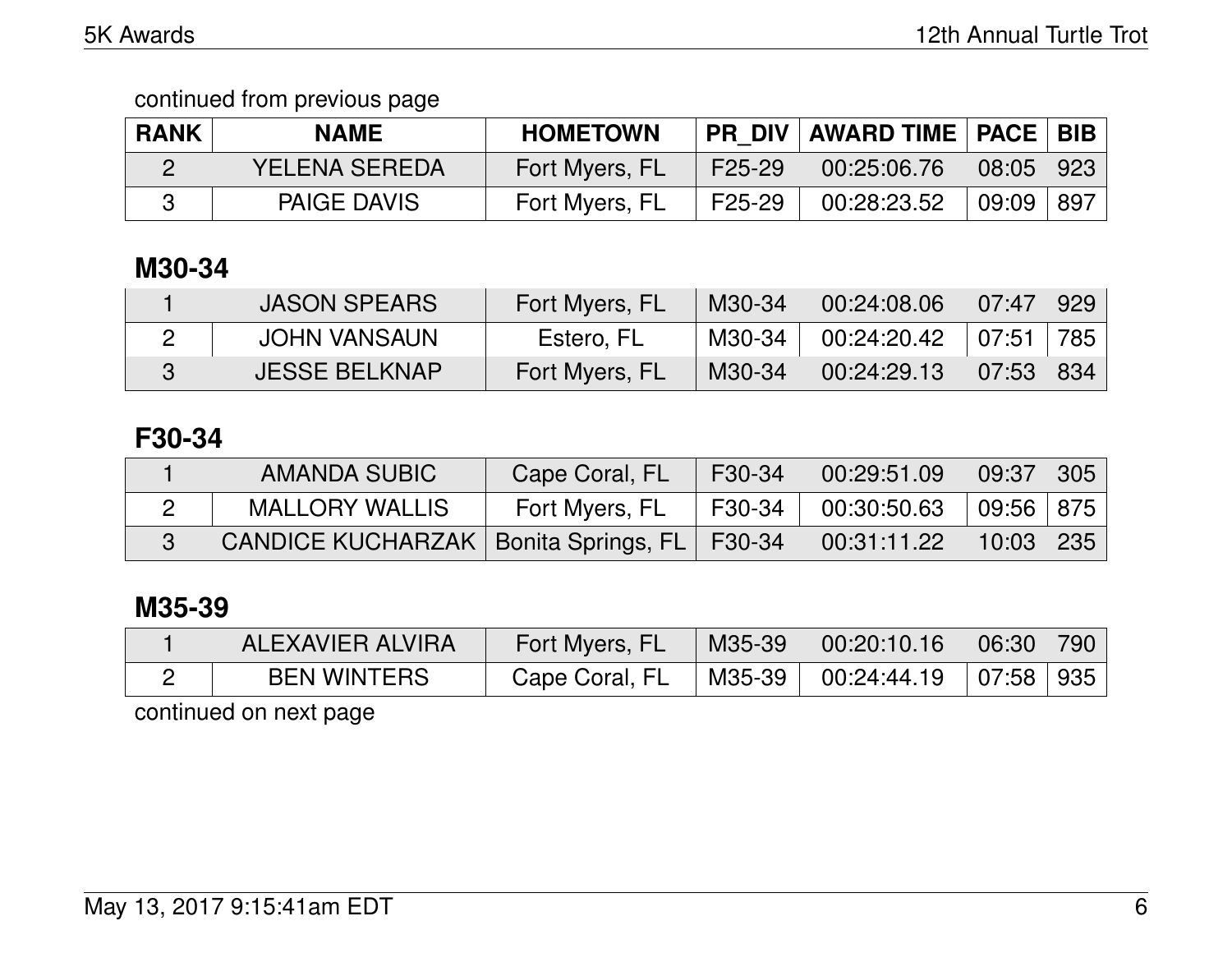continued from previous page

| RANK | NAME | HOMETOWN | PR_DIV | AWARD TIME | PACE | BIB |
|---|---|---|---|---|---|---|
| 2 | YELENA SEREDA | Fort Myers, FL | F25-29 | 00:25:06.76 | 08:05 | 923 |
| 3 | PAIGE DAVIS | Fort Myers, FL | F25-29 | 00:28:23.52 | 09:09 | 897 |

## M30-34

| RANK | NAME | HOMETOWN | PR_DIV | AWARD TIME | PACE | BIB |
|---|---|---|---|---|---|---|
| 1 | JASON SPEARS | Fort Myers, FL | M30-34 | 00:24:08.06 | 07:47 | 929 |
| 2 | JOHN VANSAUN | Estero, FL | M30-34 | 00:24:20.42 | 07:51 | 785 |
| 3 | JESSE BELKNAP | Fort Myers, FL | M30-34 | 00:24:29.13 | 07:53 | 834 |

## F30-34

| RANK | NAME | HOMETOWN | PR_DIV | AWARD TIME | PACE | BIB |
|---|---|---|---|---|---|---|
| 1 | AMANDA SUBIC | Cape Coral, FL | F30-34 | 00:29:51.09 | 09:37 | 305 |
| 2 | MALLORY WALLIS | Fort Myers, FL | F30-34 | 00:30:50.63 | 09:56 | 875 |
| 3 | CANDICE KUCHARZAK | Bonita Springs, FL | F30-34 | 00:31:11.22 | 10:03 | 235 |

## M35-39

| RANK | NAME | HOMETOWN | PR_DIV | AWARD TIME | PACE | BIB |
|---|---|---|---|---|---|---|
| 1 | ALEXAVIER ALVIRA | Fort Myers, FL | M35-39 | 00:20:10.16 | 06:30 | 790 |
| 2 | BEN WINTERS | Cape Coral, FL | M35-39 | 00:24:44.19 | 07:58 | 935 |

continued on next page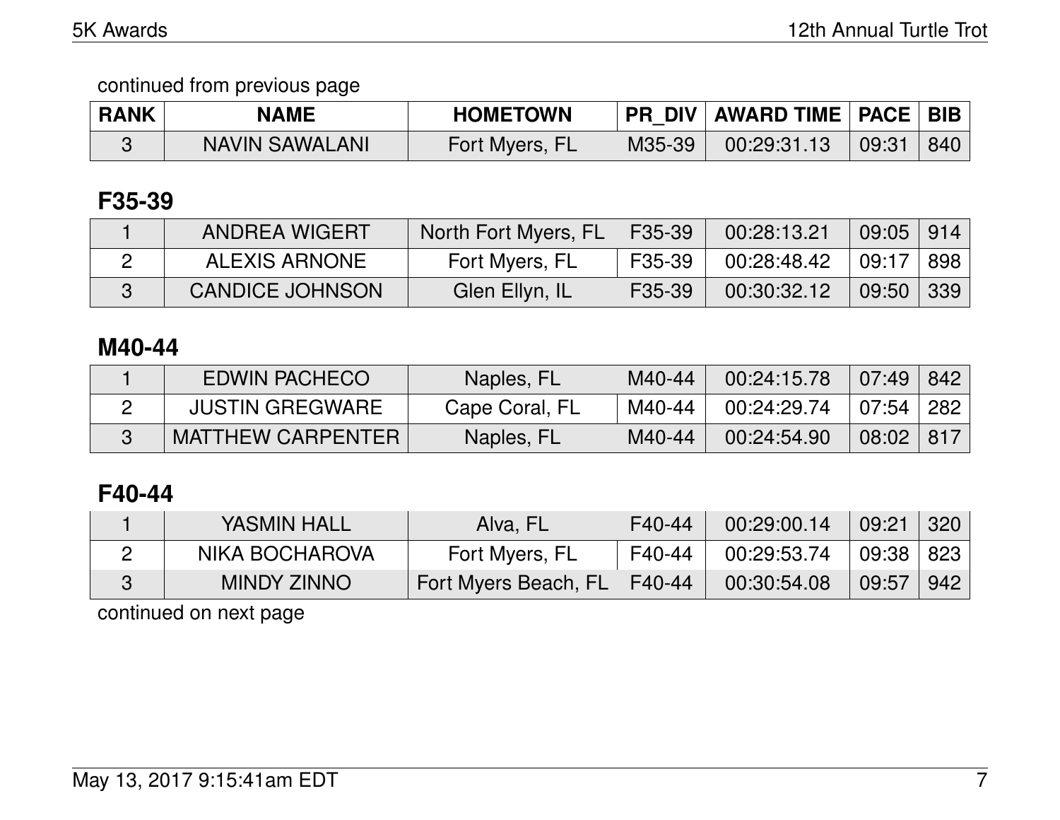continued from previous page

| RANK | NAME | HOMETOWN | PR_DIV | AWARD TIME | PACE | BIB |
|---|---|---|---|---|---|---|
| 3 | NAVIN SAWALANI | Fort Myers, FL | M35-39 | 00:29:31.13 | 09:31 | 840 |

## F35-39

| RANK | NAME | HOMETOWN | PR_DIV | AWARD TIME | PACE | BIB |
|---|---|---|---|---|---|---|
| 1 | ANDREA WIGERT | North Fort Myers, FL | F35-39 | 00:28:13.21 | 09:05 | 914 |
| 2 | ALEXIS ARNONE | Fort Myers, FL | F35-39 | 00:28:48.42 | 09:17 | 898 |
| 3 | CANDICE JOHNSON | Glen Ellyn, IL | F35-39 | 00:30:32.12 | 09:50 | 339 |

## M40-44

| RANK | NAME | HOMETOWN | PR_DIV | AWARD TIME | PACE | BIB |
|---|---|---|---|---|---|---|
| 1 | EDWIN PACHECO | Naples, FL | M40-44 | 00:24:15.78 | 07:49 | 842 |
| 2 | JUSTIN GREGWARE | Cape Coral, FL | M40-44 | 00:24:29.74 | 07:54 | 282 |
| 3 | MATTHEW CARPENTER | Naples, FL | M40-44 | 00:24:54.90 | 08:02 | 817 |

## F40-44

| RANK | NAME | HOMETOWN | PR_DIV | AWARD TIME | PACE | BIB |
|---|---|---|---|---|---|---|
| 1 | YASMIN HALL | Alva, FL | F40-44 | 00:29:00.14 | 09:21 | 320 |
| 2 | NIKA BOCHAROVA | Fort Myers, FL | F40-44 | 00:29:53.74 | 09:38 | 823 |
| 3 | MINDY ZINNO | Fort Myers Beach, FL | F40-44 | 00:30:54.08 | 09:57 | 942 |

continued on next page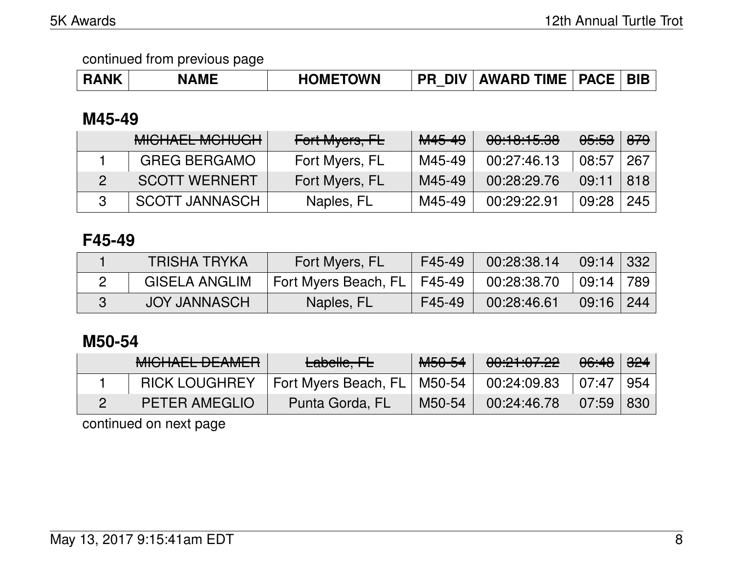continued from previous page

| RANK | NAME | HOMETOWN | PR_DIV | AWARD TIME | PACE | BIB |
|---|---|---|---|---|---|---|

### M45-49

| RANK | NAME | HOMETOWN | PR_DIV | AWARD TIME | PACE | BIB |
|---|---|---|---|---|---|---|
| | ~~MICHAEL MCHUGH~~ | ~~Fort Myers, FL~~ | ~~M45-49~~ | ~~00:18:15.38~~ | ~~05:53~~ | ~~879~~ |
| 1 | GREG BERGAMO | Fort Myers, FL | M45-49 | 00:27:46.13 | 08:57 | 267 |
| 2 | SCOTT WERNERT | Fort Myers, FL | M45-49 | 00:28:29.76 | 09:11 | 818 |
| 3 | SCOTT JANNASCH | Naples, FL | M45-49 | 00:29:22.91 | 09:28 | 245 |

### F45-49

| RANK | NAME | HOMETOWN | PR_DIV | AWARD TIME | PACE | BIB |
|---|---|---|---|---|---|---|
| 1 | TRISHA TRYKA | Fort Myers, FL | F45-49 | 00:28:38.14 | 09:14 | 332 |
| 2 | GISELA ANGLIM | Fort Myers Beach, FL | F45-49 | 00:28:38.70 | 09:14 | 789 |
| 3 | JOY JANNASCH | Naples, FL | F45-49 | 00:28:46.61 | 09:16 | 244 |

### M50-54

| RANK | NAME | HOMETOWN | PR_DIV | AWARD TIME | PACE | BIB |
|---|---|---|---|---|---|---|
| | ~~MICHAEL DEAMER~~ | ~~Labelle, FL~~ | ~~M50-54~~ | ~~00:21:07.22~~ | ~~06:48~~ | ~~324~~ |
| 1 | RICK LOUGHREY | Fort Myers Beach, FL | M50-54 | 00:24:09.83 | 07:47 | 954 |
| 2 | PETER AMEGLIO | Punta Gorda, FL | M50-54 | 00:24:46.78 | 07:59 | 830 |

continued on next page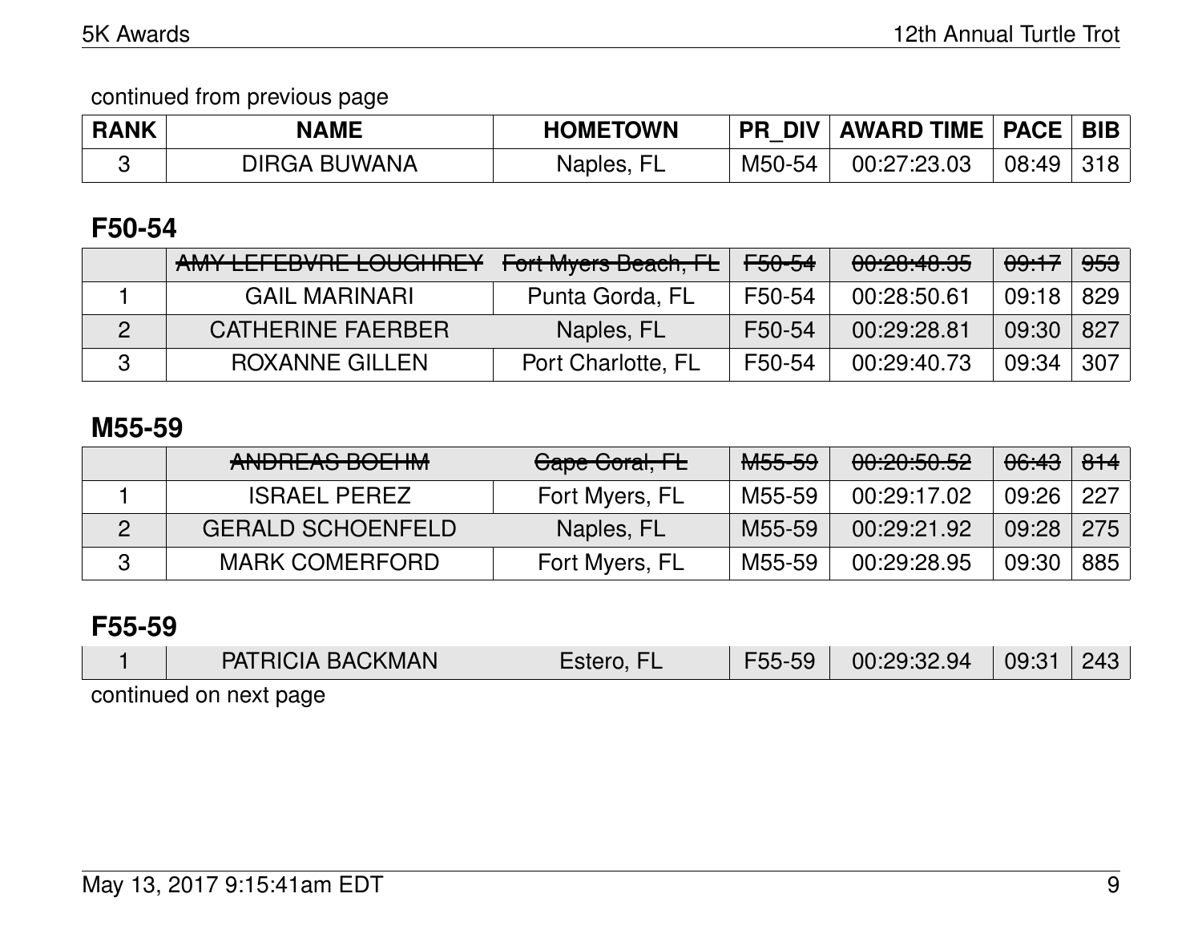continued from previous page

| RANK | NAME | HOMETOWN | PR_DIV | AWARD TIME | PACE | BIB |
|---|---|---|---|---|---|---|
| 3 | DIRGA BUWANA | Naples, FL | M50-54 | 00:27:23.03 | 08:49 | 318 |

## F50-54

| RANK | NAME | HOMETOWN | PR_DIV | AWARD TIME | PACE | BIB |
|---|---|---|---|---|---|---|
| | ~~AMY LEFEBVRE-LOUGHREY~~ | ~~Fort Myers Beach, FL~~ | ~~F50-54~~ | ~~00:28:48.35~~ | ~~09:17~~ | ~~953~~ |
| 1 | GAIL MARINARI | Punta Gorda, FL | F50-54 | 00:28:50.61 | 09:18 | 829 |
| 2 | CATHERINE FAERBER | Naples, FL | F50-54 | 00:29:28.81 | 09:30 | 827 |
| 3 | ROXANNE GILLEN | Port Charlotte, FL | F50-54 | 00:29:40.73 | 09:34 | 307 |

## M55-59

| RANK | NAME | HOMETOWN | PR_DIV | AWARD TIME | PACE | BIB |
|---|---|---|---|---|---|---|
| | ~~ANDREAS BOEHM~~ | ~~Cape Coral, FL~~ | ~~M55-59~~ | ~~00:20:50.52~~ | ~~06:43~~ | ~~814~~ |
| 1 | ISRAEL PEREZ | Fort Myers, FL | M55-59 | 00:29:17.02 | 09:26 | 227 |
| 2 | GERALD SCHOENFELD | Naples, FL | M55-59 | 00:29:21.92 | 09:28 | 275 |
| 3 | MARK COMERFORD | Fort Myers, FL | M55-59 | 00:29:28.95 | 09:30 | 885 |

## F55-59

| RANK | NAME | HOMETOWN | PR_DIV | AWARD TIME | PACE | BIB |
|---|---|---|---|---|---|---|
| 1 | PATRICIA BACKMAN | Estero, FL | F55-59 | 00:29:32.94 | 09:31 | 243 |

continued on next page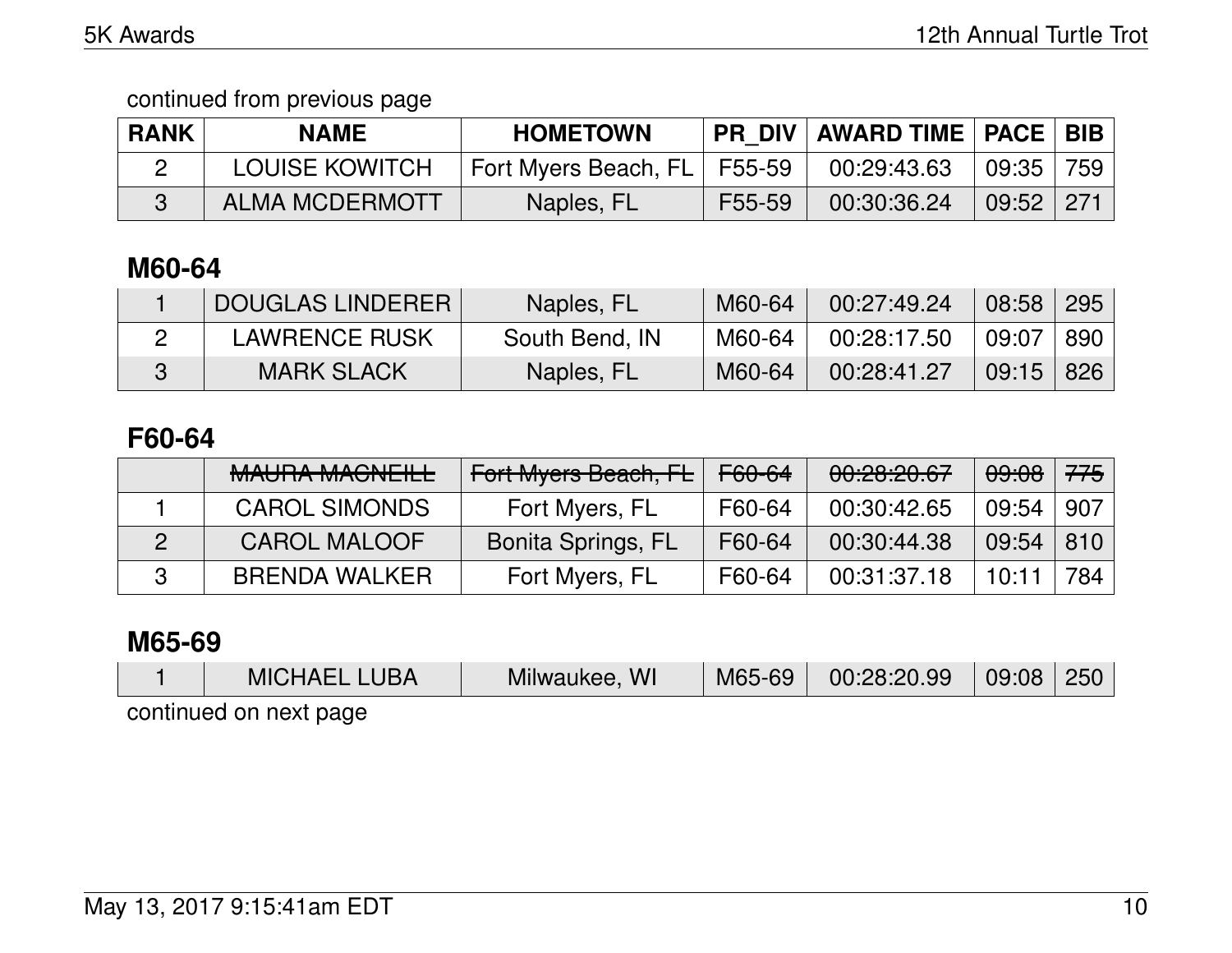continued from previous page

| RANK | NAME | HOMETOWN | PR_DIV | AWARD TIME | PACE | BIB |
|---|---|---|---|---|---|---|
| 2 | LOUISE KOWITCH | Fort Myers Beach, FL | F55-59 | 00:29:43.63 | 09:35 | 759 |
| 3 | ALMA MCDERMOTT | Naples, FL | F55-59 | 00:30:36.24 | 09:52 | 271 |

## M60-64

| RANK | NAME | HOMETOWN | PR_DIV | AWARD TIME | PACE | BIB |
|---|---|---|---|---|---|---|
| 1 | DOUGLAS LINDERER | Naples, FL | M60-64 | 00:27:49.24 | 08:58 | 295 |
| 2 | LAWRENCE RUSK | South Bend, IN | M60-64 | 00:28:17.50 | 09:07 | 890 |
| 3 | MARK SLACK | Naples, FL | M60-64 | 00:28:41.27 | 09:15 | 826 |

## F60-64

| RANK | NAME | HOMETOWN | PR_DIV | AWARD TIME | PACE | BIB |
|---|---|---|---|---|---|---|
| | ~~MAURA MACNEILL~~ | ~~Fort Myers Beach, FL~~ | ~~F60-64~~ | ~~00:28:20.67~~ | ~~09:08~~ | ~~775~~ |
| 1 | CAROL SIMONDS | Fort Myers, FL | F60-64 | 00:30:42.65 | 09:54 | 907 |
| 2 | CAROL MALOOF | Bonita Springs, FL | F60-64 | 00:30:44.38 | 09:54 | 810 |
| 3 | BRENDA WALKER | Fort Myers, FL | F60-64 | 00:31:37.18 | 10:11 | 784 |

## M65-69

| RANK | NAME | HOMETOWN | PR_DIV | AWARD TIME | PACE | BIB |
|---|---|---|---|---|---|---|
| 1 | MICHAEL LUBA | Milwaukee, WI | M65-69 | 00:28:20.99 | 09:08 | 250 |

continued on next page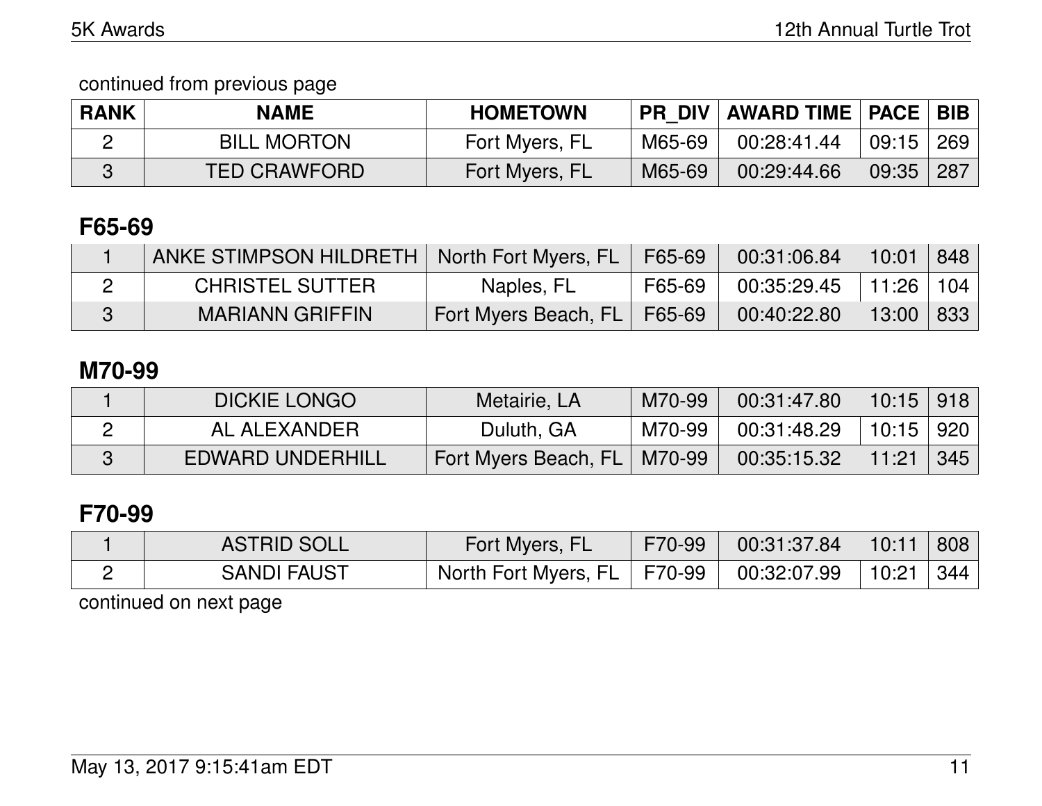continued from previous page

| RANK | NAME | HOMETOWN | PR_DIV | AWARD TIME | PACE | BIB |
|---|---|---|---|---|---|---|
| 2 | BILL MORTON | Fort Myers, FL | M65-69 | 00:28:41.44 | 09:15 | 269 |
| 3 | TED CRAWFORD | Fort Myers, FL | M65-69 | 00:29:44.66 | 09:35 | 287 |

## F65-69

| RANK | NAME | HOMETOWN | PR_DIV | AWARD TIME | PACE | BIB |
|---|---|---|---|---|---|---|
| 1 | ANKE STIMPSON HILDRETH | North Fort Myers, FL | F65-69 | 00:31:06.84 | 10:01 | 848 |
| 2 | CHRISTEL SUTTER | Naples, FL | F65-69 | 00:35:29.45 | 11:26 | 104 |
| 3 | MARIANN GRIFFIN | Fort Myers Beach, FL | F65-69 | 00:40:22.80 | 13:00 | 833 |

## M70-99

| RANK | NAME | HOMETOWN | PR_DIV | AWARD TIME | PACE | BIB |
|---|---|---|---|---|---|---|
| 1 | DICKIE LONGO | Metairie, LA | M70-99 | 00:31:47.80 | 10:15 | 918 |
| 2 | AL ALEXANDER | Duluth, GA | M70-99 | 00:31:48.29 | 10:15 | 920 |
| 3 | EDWARD UNDERHILL | Fort Myers Beach, FL | M70-99 | 00:35:15.32 | 11:21 | 345 |

## F70-99

| RANK | NAME | HOMETOWN | PR_DIV | AWARD TIME | PACE | BIB |
|---|---|---|---|---|---|---|
| 1 | ASTRID SOLL | Fort Myers, FL | F70-99 | 00:31:37.84 | 10:11 | 808 |
| 2 | SANDI FAUST | North Fort Myers, FL | F70-99 | 00:32:07.99 | 10:21 | 344 |

continued on next page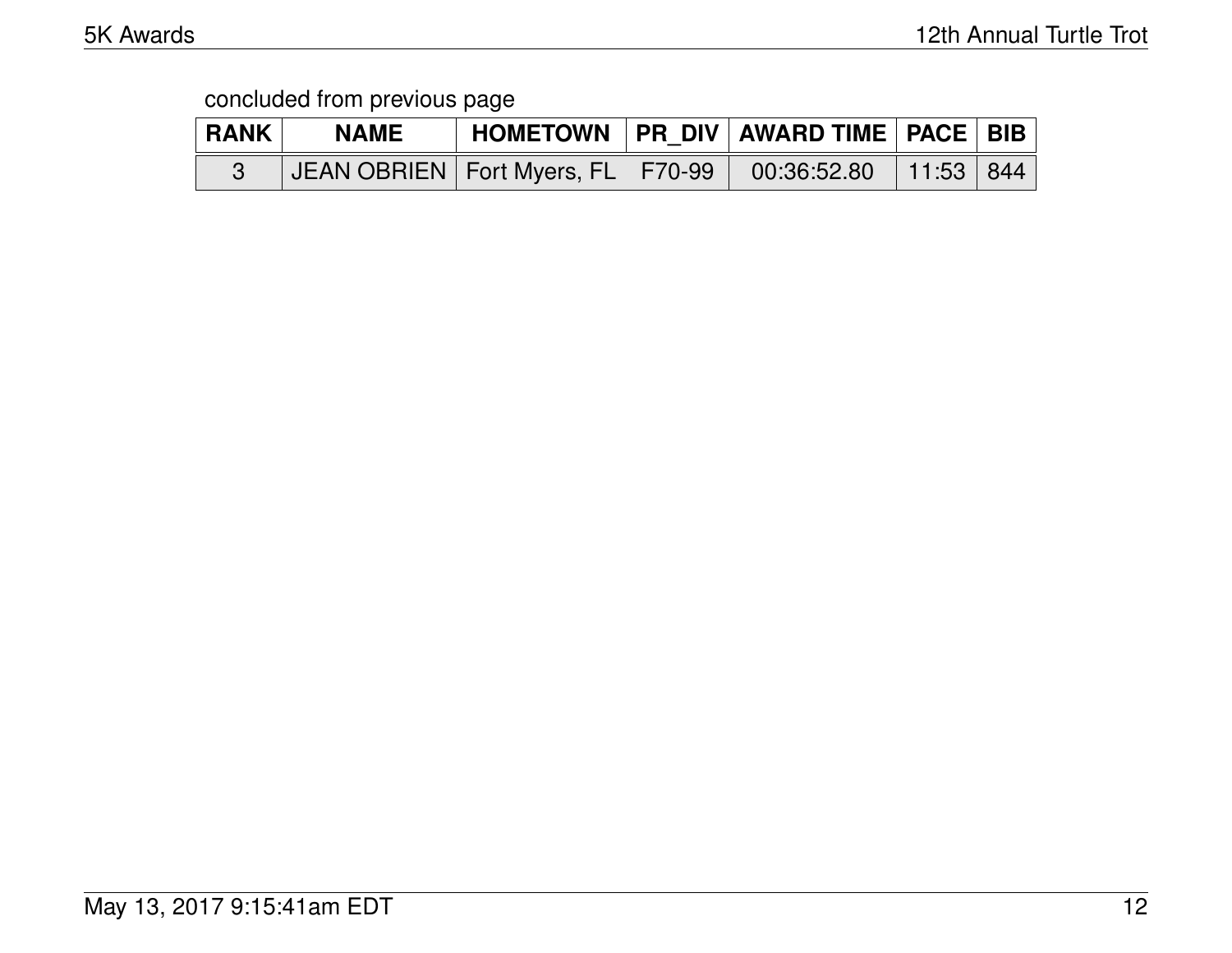concluded from previous page

| RANK | NAME | HOMETOWN | PR_DIV | AWARD TIME | PACE | BIB |
|---|---|---|---|---|---|---|
| 3 | JEAN OBRIEN | Fort Myers, FL | F70-99 | 00:36:52.80 | 11:53 | 844 |